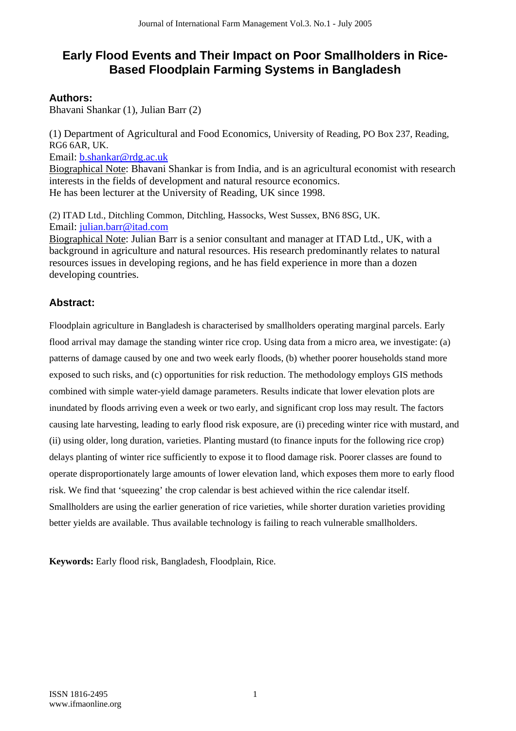# Early Flood Events and Their Impact on Poor Smallholders in Rice-Based Floodplain Farming Systems in Bangladesh

## Authors:

Bhavani Shankar (1), Julian Barr (2)

(1) Department of Agricultural and Food Economics, University of Reading, PO Box 237, Reading, RG6 6AR, UK.
Email: b.shankar@rdg.ac.uk
Biographical Note: Bhavani Shankar is from India, and is an agricultural economist with research interests in the fields of development and natural resource economics.
He has been lecturer at the University of Reading, UK since 1998.

(2) ITAD Ltd., Ditchling Common, Ditchling, Hassocks, West Sussex, BN6 8SG, UK.
Email: julian.barr@itad.com
Biographical Note: Julian Barr is a senior consultant and manager at ITAD Ltd., UK, with a background in agriculture and natural resources. His research predominantly relates to natural resources issues in developing regions, and he has field experience in more than a dozen developing countries.

## Abstract:

Floodplain agriculture in Bangladesh is characterised by smallholders operating marginal parcels. Early flood arrival may damage the standing winter rice crop. Using data from a micro area, we investigate: (a) patterns of damage caused by one and two week early floods, (b) whether poorer households stand more exposed to such risks, and (c) opportunities for risk reduction. The methodology employs GIS methods combined with simple water-yield damage parameters. Results indicate that lower elevation plots are inundated by floods arriving even a week or two early, and significant crop loss may result. The factors causing late harvesting, leading to early flood risk exposure, are (i) preceding winter rice with mustard, and (ii) using older, long duration, varieties. Planting mustard (to finance inputs for the following rice crop) delays planting of winter rice sufficiently to expose it to flood damage risk. Poorer classes are found to operate disproportionately large amounts of lower elevation land, which exposes them more to early flood risk. We find that 'squeezing' the crop calendar is best achieved within the rice calendar itself. Smallholders are using the earlier generation of rice varieties, while shorter duration varieties providing better yields are available. Thus available technology is failing to reach vulnerable smallholders.

**Keywords:** Early flood risk, Bangladesh, Floodplain, Rice.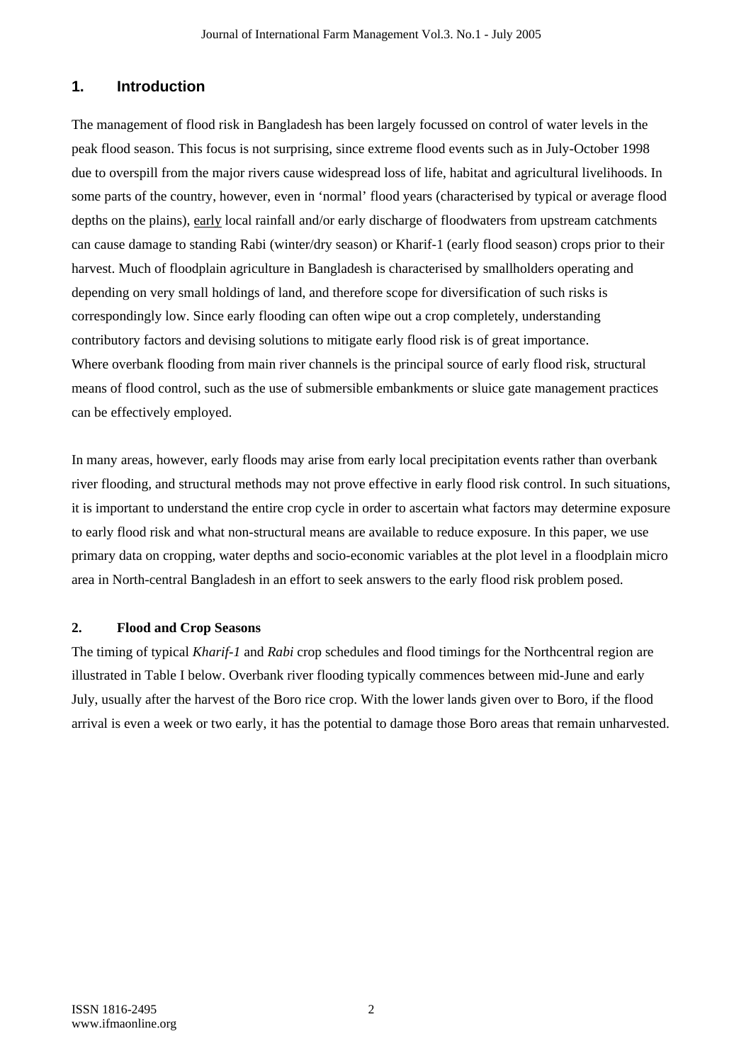## 1. Introduction

The management of flood risk in Bangladesh has been largely focussed on control of water levels in the peak flood season. This focus is not surprising, since extreme flood events such as in July-October 1998 due to overspill from the major rivers cause widespread loss of life, habitat and agricultural livelihoods. In some parts of the country, however, even in 'normal' flood years (characterised by typical or average flood depths on the plains), <u>early</u> local rainfall and/or early discharge of floodwaters from upstream catchments can cause damage to standing Rabi (winter/dry season) or Kharif-1 (early flood season) crops prior to their harvest. Much of floodplain agriculture in Bangladesh is characterised by smallholders operating and depending on very small holdings of land, and therefore scope for diversification of such risks is correspondingly low. Since early flooding can often wipe out a crop completely, understanding contributory factors and devising solutions to mitigate early flood risk is of great importance.
Where overbank flooding from main river channels is the principal source of early flood risk, structural means of flood control, such as the use of submersible embankments or sluice gate management practices can be effectively employed.

In many areas, however, early floods may arise from early local precipitation events rather than overbank river flooding, and structural methods may not prove effective in early flood risk control. In such situations, it is important to understand the entire crop cycle in order to ascertain what factors may determine exposure to early flood risk and what non-structural means are available to reduce exposure. In this paper, we use primary data on cropping, water depths and socio-economic variables at the plot level in a floodplain micro area in North-central Bangladesh in an effort to seek answers to the early flood risk problem posed.

### 2. Flood and Crop Seasons

The timing of typical *Kharif-1* and *Rabi* crop schedules and flood timings for the Northcentral region are illustrated in Table I below. Overbank river flooding typically commences between mid-June and early July, usually after the harvest of the Boro rice crop. With the lower lands given over to Boro, if the flood arrival is even a week or two early, it has the potential to damage those Boro areas that remain unharvested.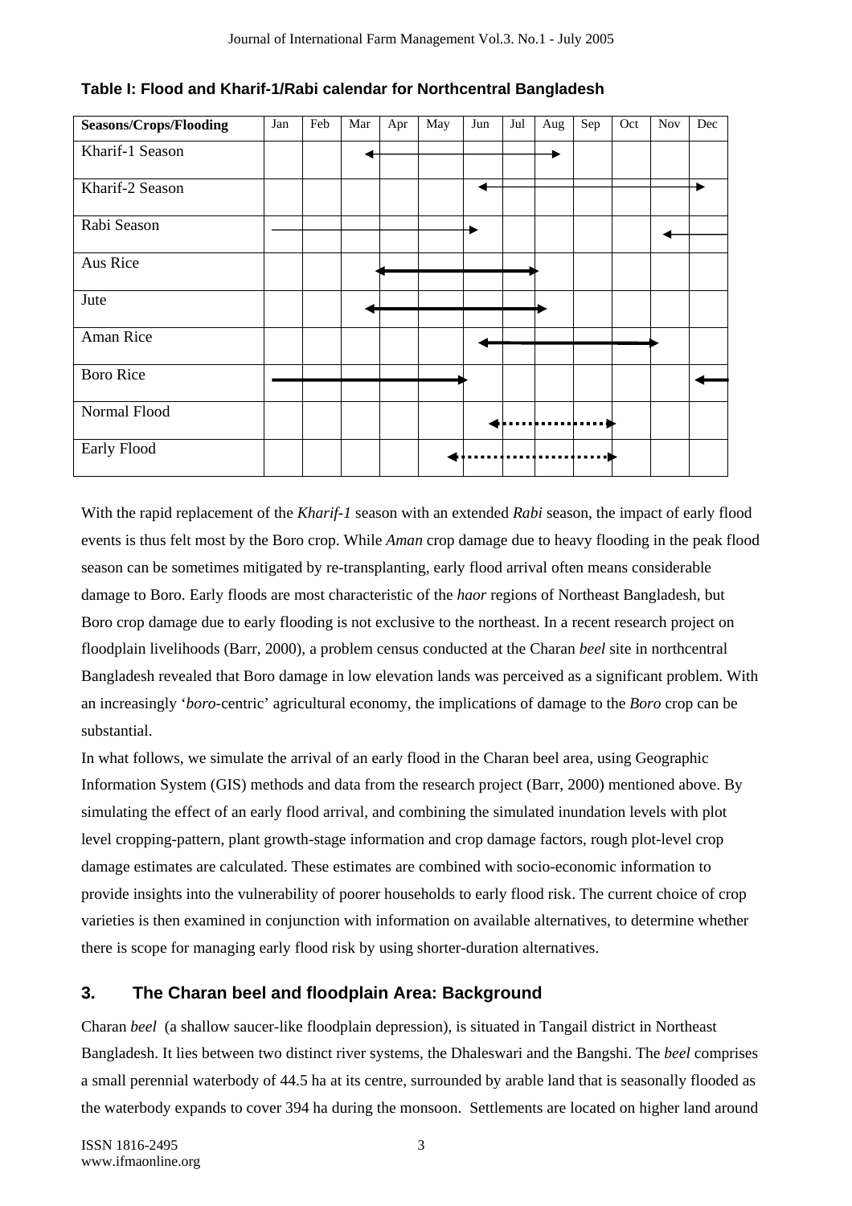**Table I: Flood and Kharif-1/Rabi calendar for Northcentral Bangladesh**

| Seasons/Crops/Flooding | Jan | Feb | Mar | Apr | May | Jun | Jul | Aug | Sep | Oct | Nov | Dec |
|---|---|---|---|---|---|---|---|---|---|---|---|---|
| Kharif-1 Season | | | ◄── | ──── | ──── | ──── | ──── | ──► | | | | |
| Kharif-2 Season | | | | | | ◄── | ──── | ──── | ──── | ──── | ──── | ──► |
| Rabi Season | ──── | ──── | ──── | ──── | ──── | ──► | | | | | ◄── | ──── |
| Aus Rice | | | | ◄── | ──── | ──── | ──► | | | | | |
| Jute | | | ◄── | ──── | ──── | ──── | ──── | ──► | | | | |
| Aman Rice | | | | | | ◄── | ──── | ──── | ──── | ──── | ──► | |
| Boro Rice | ──── | ──── | ──── | ──── | ──► | | | | | | | ◄── |
| Normal Flood | | | | | | | ◄····· | ······ | ······ | ··► | | |
| Early Flood | | | | | ◄··· | ······ | ······ | ······ | ······ | ··► | | |

With the rapid replacement of the *Kharif-1* season with an extended *Rabi* season, the impact of early flood events is thus felt most by the Boro crop. While *Aman* crop damage due to heavy flooding in the peak flood season can be sometimes mitigated by re-transplanting, early flood arrival often means considerable damage to Boro. Early floods are most characteristic of the *haor* regions of Northeast Bangladesh, but Boro crop damage due to early flooding is not exclusive to the northeast. In a recent research project on floodplain livelihoods (Barr, 2000), a problem census conducted at the Charan *beel* site in northcentral Bangladesh revealed that Boro damage in low elevation lands was perceived as a significant problem. With an increasingly '*boro*-centric' agricultural economy, the implications of damage to the *Boro* crop can be substantial.

In what follows, we simulate the arrival of an early flood in the Charan beel area, using Geographic Information System (GIS) methods and data from the research project (Barr, 2000) mentioned above. By simulating the effect of an early flood arrival, and combining the simulated inundation levels with plot level cropping-pattern, plant growth-stage information and crop damage factors, rough plot-level crop damage estimates are calculated. These estimates are combined with socio-economic information to provide insights into the vulnerability of poorer households to early flood risk. The current choice of crop varieties is then examined in conjunction with information on available alternatives, to determine whether there is scope for managing early flood risk by using shorter-duration alternatives.

## 3. The Charan beel and floodplain Area: Background

Charan *beel* (a shallow saucer-like floodplain depression), is situated in Tangail district in Northeast Bangladesh. It lies between two distinct river systems, the Dhaleswari and the Bangshi. The *beel* comprises a small perennial waterbody of 44.5 ha at its centre, surrounded by arable land that is seasonally flooded as the waterbody expands to cover 394 ha during the monsoon. Settlements are located on higher land around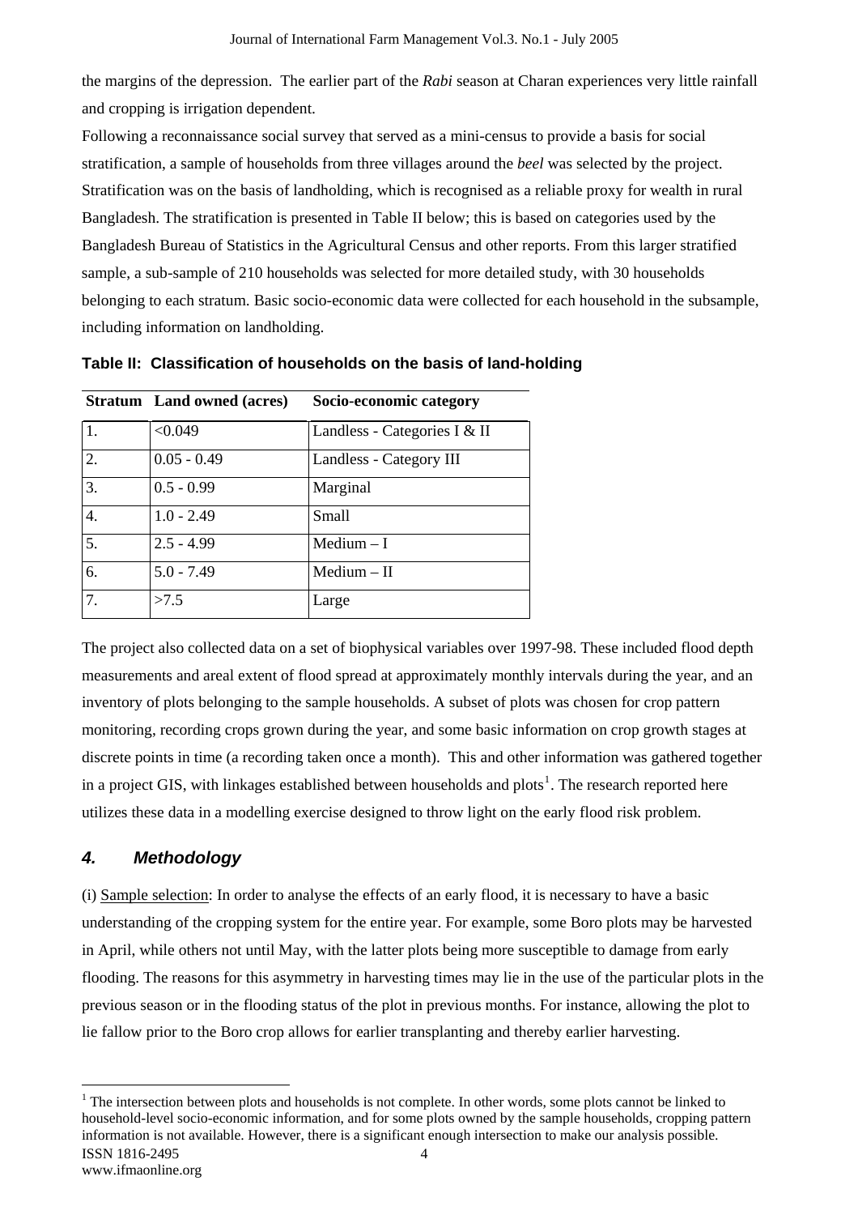the margins of the depression. The earlier part of the *Rabi* season at Charan experiences very little rainfall and cropping is irrigation dependent.

Following a reconnaissance social survey that served as a mini-census to provide a basis for social stratification, a sample of households from three villages around the *beel* was selected by the project. Stratification was on the basis of landholding, which is recognised as a reliable proxy for wealth in rural Bangladesh. The stratification is presented in Table II below; this is based on categories used by the Bangladesh Bureau of Statistics in the Agricultural Census and other reports. From this larger stratified sample, a sub-sample of 210 households was selected for more detailed study, with 30 households belonging to each stratum. Basic socio-economic data were collected for each household in the subsample, including information on landholding.

**Table II: Classification of households on the basis of land-holding**

| Stratum | Land owned (acres) | Socio-economic category |
|---|---|---|
| 1. | <0.049 | Landless - Categories I & II |
| 2. | 0.05 - 0.49 | Landless - Category III |
| 3. | 0.5 - 0.99 | Marginal |
| 4. | 1.0 - 2.49 | Small |
| 5. | 2.5 - 4.99 | Medium – I |
| 6. | 5.0 - 7.49 | Medium – II |
| 7. | >7.5 | Large |

The project also collected data on a set of biophysical variables over 1997-98. These included flood depth measurements and areal extent of flood spread at approximately monthly intervals during the year, and an inventory of plots belonging to the sample households. A subset of plots was chosen for crop pattern monitoring, recording crops grown during the year, and some basic information on crop growth stages at discrete points in time (a recording taken once a month). This and other information was gathered together in a project GIS, with linkages established between households and plots[1]. The research reported here utilizes these data in a modelling exercise designed to throw light on the early flood risk problem.

## *4. Methodology*

(i) Sample selection: In order to analyse the effects of an early flood, it is necessary to have a basic understanding of the cropping system for the entire year. For example, some Boro plots may be harvested in April, while others not until May, with the latter plots being more susceptible to damage from early flooding. The reasons for this asymmetry in harvesting times may lie in the use of the particular plots in the previous season or in the flooding status of the plot in previous months. For instance, allowing the plot to lie fallow prior to the Boro crop allows for earlier transplanting and thereby earlier harvesting.

[1] The intersection between plots and households is not complete. In other words, some plots cannot be linked to household-level socio-economic information, and for some plots owned by the sample households, cropping pattern information is not available. However, there is a significant enough intersection to make our analysis possible.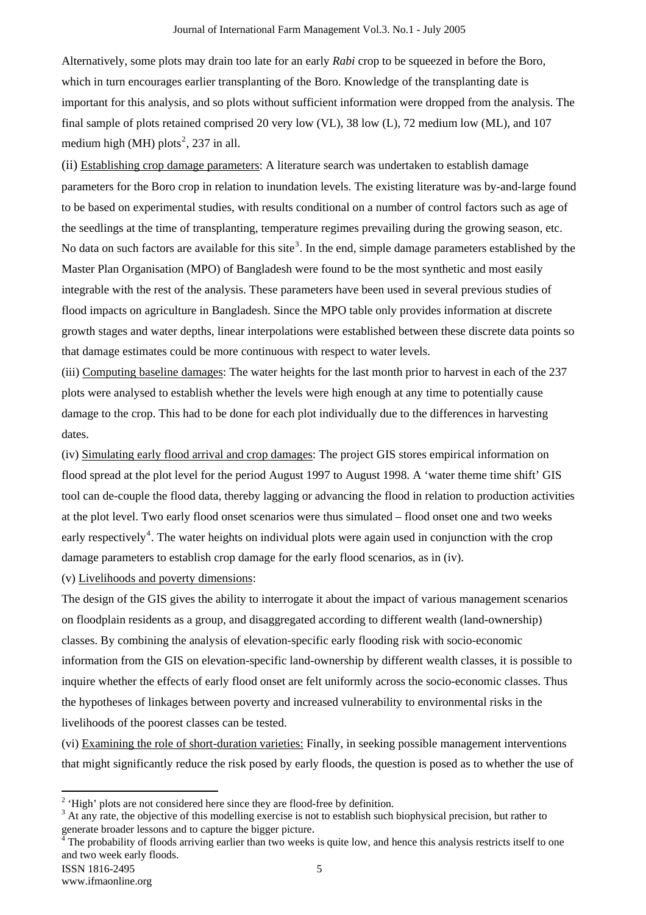Alternatively, some plots may drain too late for an early *Rabi* crop to be squeezed in before the Boro, which in turn encourages earlier transplanting of the Boro. Knowledge of the transplanting date is important for this analysis, and so plots without sufficient information were dropped from the analysis. The final sample of plots retained comprised 20 very low (VL), 38 low (L), 72 medium low (ML), and 107 medium high (MH) plots[2], 237 in all.

(ii) Establishing crop damage parameters: A literature search was undertaken to establish damage parameters for the Boro crop in relation to inundation levels. The existing literature was by-and-large found to be based on experimental studies, with results conditional on a number of control factors such as age of the seedlings at the time of transplanting, temperature regimes prevailing during the growing season, etc. No data on such factors are available for this site[3]. In the end, simple damage parameters established by the Master Plan Organisation (MPO) of Bangladesh were found to be the most synthetic and most easily integrable with the rest of the analysis. These parameters have been used in several previous studies of flood impacts on agriculture in Bangladesh. Since the MPO table only provides information at discrete growth stages and water depths, linear interpolations were established between these discrete data points so that damage estimates could be more continuous with respect to water levels.

(iii) Computing baseline damages: The water heights for the last month prior to harvest in each of the 237 plots were analysed to establish whether the levels were high enough at any time to potentially cause damage to the crop. This had to be done for each plot individually due to the differences in harvesting dates.

(iv) Simulating early flood arrival and crop damages: The project GIS stores empirical information on flood spread at the plot level for the period August 1997 to August 1998. A 'water theme time shift' GIS tool can de-couple the flood data, thereby lagging or advancing the flood in relation to production activities at the plot level. Two early flood onset scenarios were thus simulated – flood onset one and two weeks early respectively[4]. The water heights on individual plots were again used in conjunction with the crop damage parameters to establish crop damage for the early flood scenarios, as in (iv).

(v) Livelihoods and poverty dimensions:

The design of the GIS gives the ability to interrogate it about the impact of various management scenarios on floodplain residents as a group, and disaggregated according to different wealth (land-ownership) classes. By combining the analysis of elevation-specific early flooding risk with socio-economic information from the GIS on elevation-specific land-ownership by different wealth classes, it is possible to inquire whether the effects of early flood onset are felt uniformly across the socio-economic classes. Thus the hypotheses of linkages between poverty and increased vulnerability to environmental risks in the livelihoods of the poorest classes can be tested.

(vi) Examining the role of short-duration varieties: Finally, in seeking possible management interventions that might significantly reduce the risk posed by early floods, the question is posed as to whether the use of

---

[2] 'High' plots are not considered here since they are flood-free by definition.

[3] At any rate, the objective of this modelling exercise is not to establish such biophysical precision, but rather to generate broader lessons and to capture the bigger picture.

[4] The probability of floods arriving earlier than two weeks is quite low, and hence this analysis restricts itself to one and two week early floods.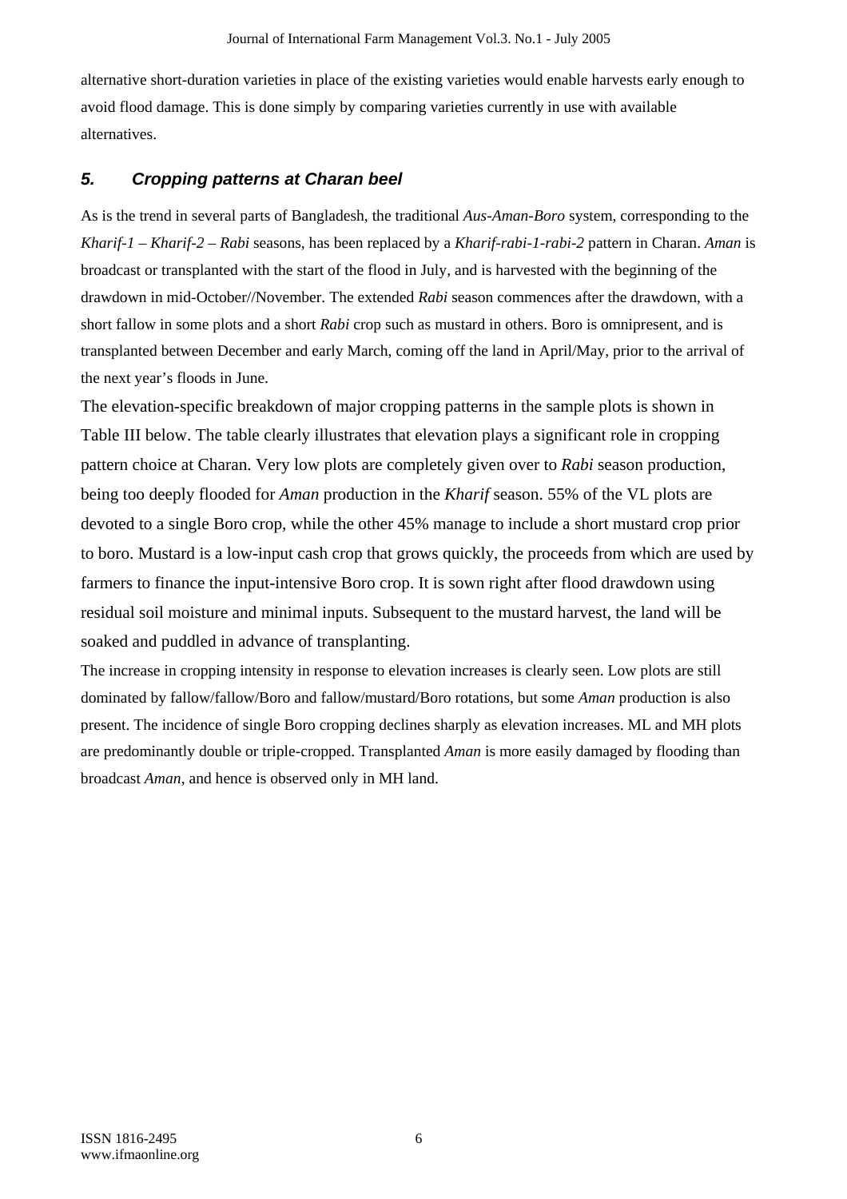alternative short-duration varieties in place of the existing varieties would enable harvests early enough to avoid flood damage. This is done simply by comparing varieties currently in use with available alternatives.

### *5. Cropping patterns at Charan beel*

As is the trend in several parts of Bangladesh, the traditional *Aus-Aman-Boro* system, corresponding to the *Kharif-1 – Kharif-2 – Rabi* seasons, has been replaced by a *Kharif-rabi-1-rabi-2* pattern in Charan. *Aman* is broadcast or transplanted with the start of the flood in July, and is harvested with the beginning of the drawdown in mid-October//November. The extended *Rabi* season commences after the drawdown, with a short fallow in some plots and a short *Rabi* crop such as mustard in others. Boro is omnipresent, and is transplanted between December and early March, coming off the land in April/May, prior to the arrival of the next year's floods in June.

The elevation-specific breakdown of major cropping patterns in the sample plots is shown in Table III below. The table clearly illustrates that elevation plays a significant role in cropping pattern choice at Charan. Very low plots are completely given over to *Rabi* season production, being too deeply flooded for *Aman* production in the *Kharif* season. 55% of the VL plots are devoted to a single Boro crop, while the other 45% manage to include a short mustard crop prior to boro. Mustard is a low-input cash crop that grows quickly, the proceeds from which are used by farmers to finance the input-intensive Boro crop. It is sown right after flood drawdown using residual soil moisture and minimal inputs. Subsequent to the mustard harvest, the land will be soaked and puddled in advance of transplanting.

The increase in cropping intensity in response to elevation increases is clearly seen. Low plots are still dominated by fallow/fallow/Boro and fallow/mustard/Boro rotations, but some *Aman* production is also present. The incidence of single Boro cropping declines sharply as elevation increases. ML and MH plots are predominantly double or triple-cropped. Transplanted *Aman* is more easily damaged by flooding than broadcast *Aman*, and hence is observed only in MH land.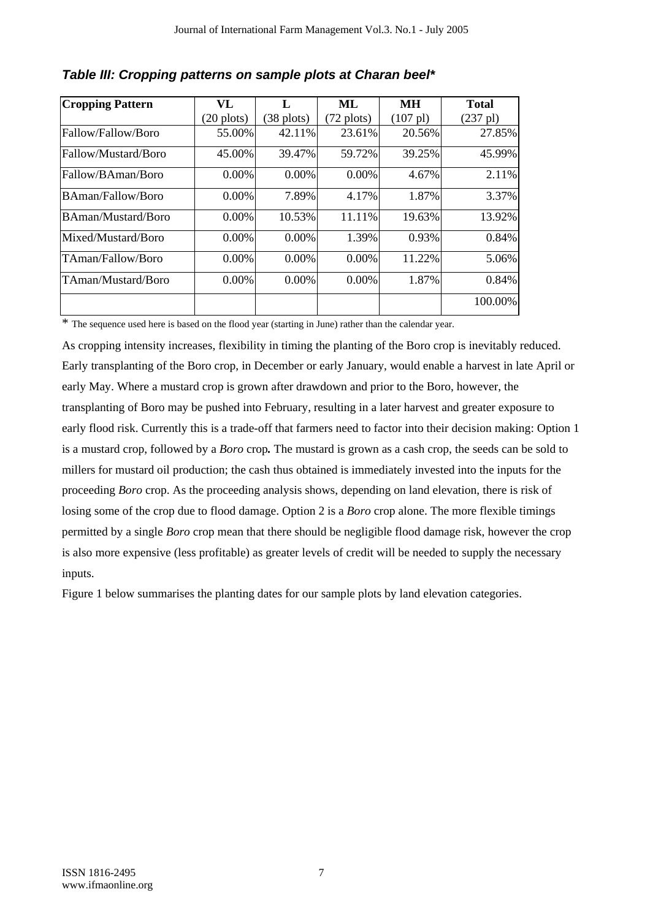***Table III: Cropping patterns on sample plots at Charan beel****

| Cropping Pattern | VL (20 plots) | L (38 plots) | ML (72 plots) | MH (107 pl) | Total (237 pl) |
|---|---|---|---|---|---|
| Fallow/Fallow/Boro | 55.00% | 42.11% | 23.61% | 20.56% | 27.85% |
| Fallow/Mustard/Boro | 45.00% | 39.47% | 59.72% | 39.25% | 45.99% |
| Fallow/BAman/Boro | 0.00% | 0.00% | 0.00% | 4.67% | 2.11% |
| BAman/Fallow/Boro | 0.00% | 7.89% | 4.17% | 1.87% | 3.37% |
| BAman/Mustard/Boro | 0.00% | 10.53% | 11.11% | 19.63% | 13.92% |
| Mixed/Mustard/Boro | 0.00% | 0.00% | 1.39% | 0.93% | 0.84% |
| TAman/Fallow/Boro | 0.00% | 0.00% | 0.00% | 11.22% | 5.06% |
| TAman/Mustard/Boro | 0.00% | 0.00% | 0.00% | 1.87% | 0.84% |
| | | | | | 100.00% |

* The sequence used here is based on the flood year (starting in June) rather than the calendar year.

As cropping intensity increases, flexibility in timing the planting of the Boro crop is inevitably reduced. Early transplanting of the Boro crop, in December or early January, would enable a harvest in late April or early May. Where a mustard crop is grown after drawdown and prior to the Boro, however, the transplanting of Boro may be pushed into February, resulting in a later harvest and greater exposure to early flood risk. Currently this is a trade-off that farmers need to factor into their decision making: Option 1 is a mustard crop, followed by a *Boro* crop**.** The mustard is grown as a cash crop, the seeds can be sold to millers for mustard oil production; the cash thus obtained is immediately invested into the inputs for the proceeding *Boro* crop. As the proceeding analysis shows, depending on land elevation, there is risk of losing some of the crop due to flood damage. Option 2 is a *Boro* crop alone. The more flexible timings permitted by a single *Boro* crop mean that there should be negligible flood damage risk, however the crop is also more expensive (less profitable) as greater levels of credit will be needed to supply the necessary inputs.

Figure 1 below summarises the planting dates for our sample plots by land elevation categories.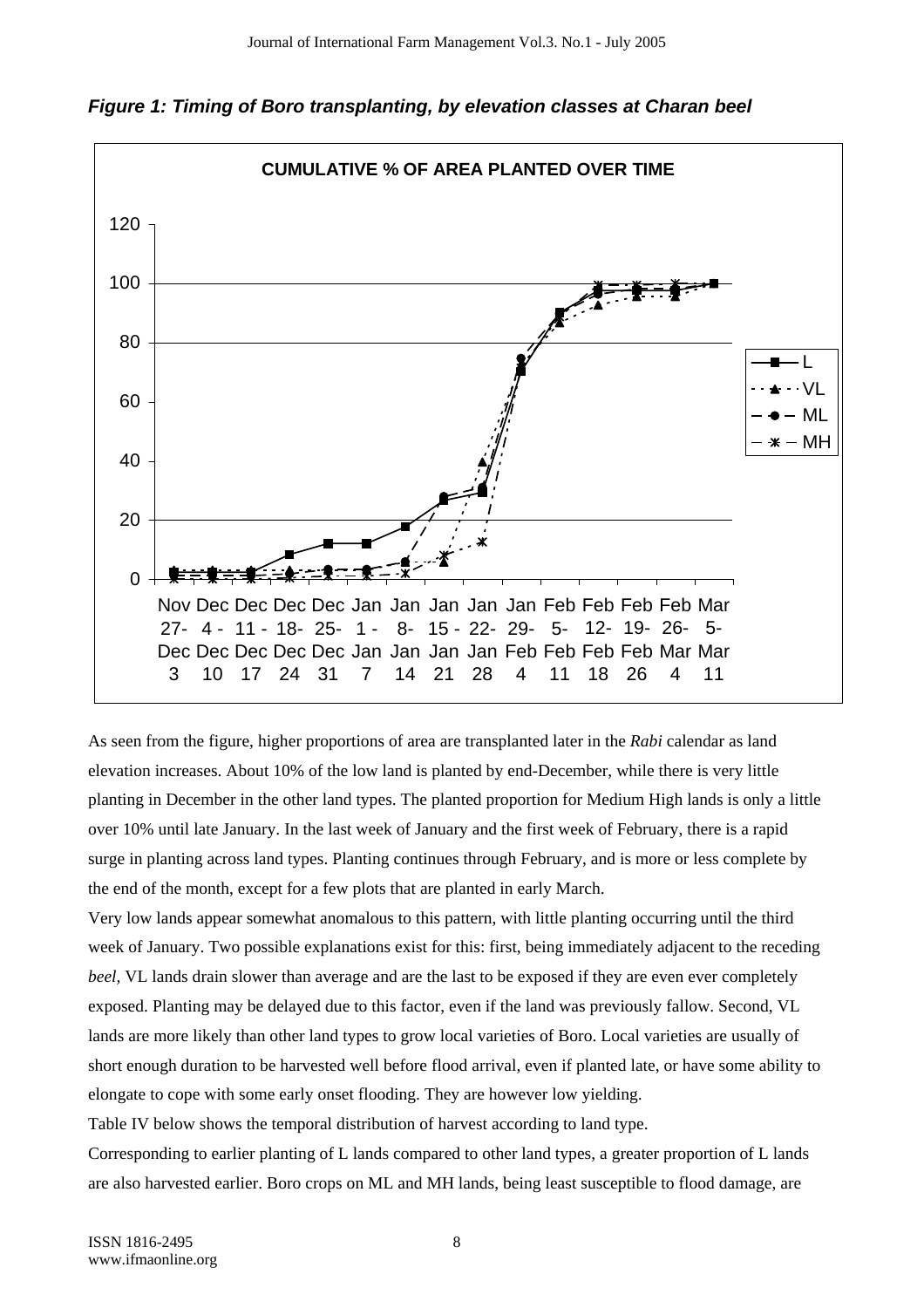***Figure 1: Timing of Boro transplanting, by elevation classes at Charan beel***

As seen from the figure, higher proportions of area are transplanted later in the *Rabi* calendar as land elevation increases. About 10% of the low land is planted by end-December, while there is very little planting in December in the other land types. The planted proportion for Medium High lands is only a little over 10% until late January. In the last week of January and the first week of February, there is a rapid surge in planting across land types. Planting continues through February, and is more or less complete by the end of the month, except for a few plots that are planted in early March.

Very low lands appear somewhat anomalous to this pattern, with little planting occurring until the third week of January. Two possible explanations exist for this: first, being immediately adjacent to the receding *beel,* VL lands drain slower than average and are the last to be exposed if they are even ever completely exposed. Planting may be delayed due to this factor, even if the land was previously fallow. Second, VL lands are more likely than other land types to grow local varieties of Boro. Local varieties are usually of short enough duration to be harvested well before flood arrival, even if planted late, or have some ability to elongate to cope with some early onset flooding. They are however low yielding.

Table IV below shows the temporal distribution of harvest according to land type.

Corresponding to earlier planting of L lands compared to other land types, a greater proportion of L lands are also harvested earlier. Boro crops on ML and MH lands, being least susceptible to flood damage, are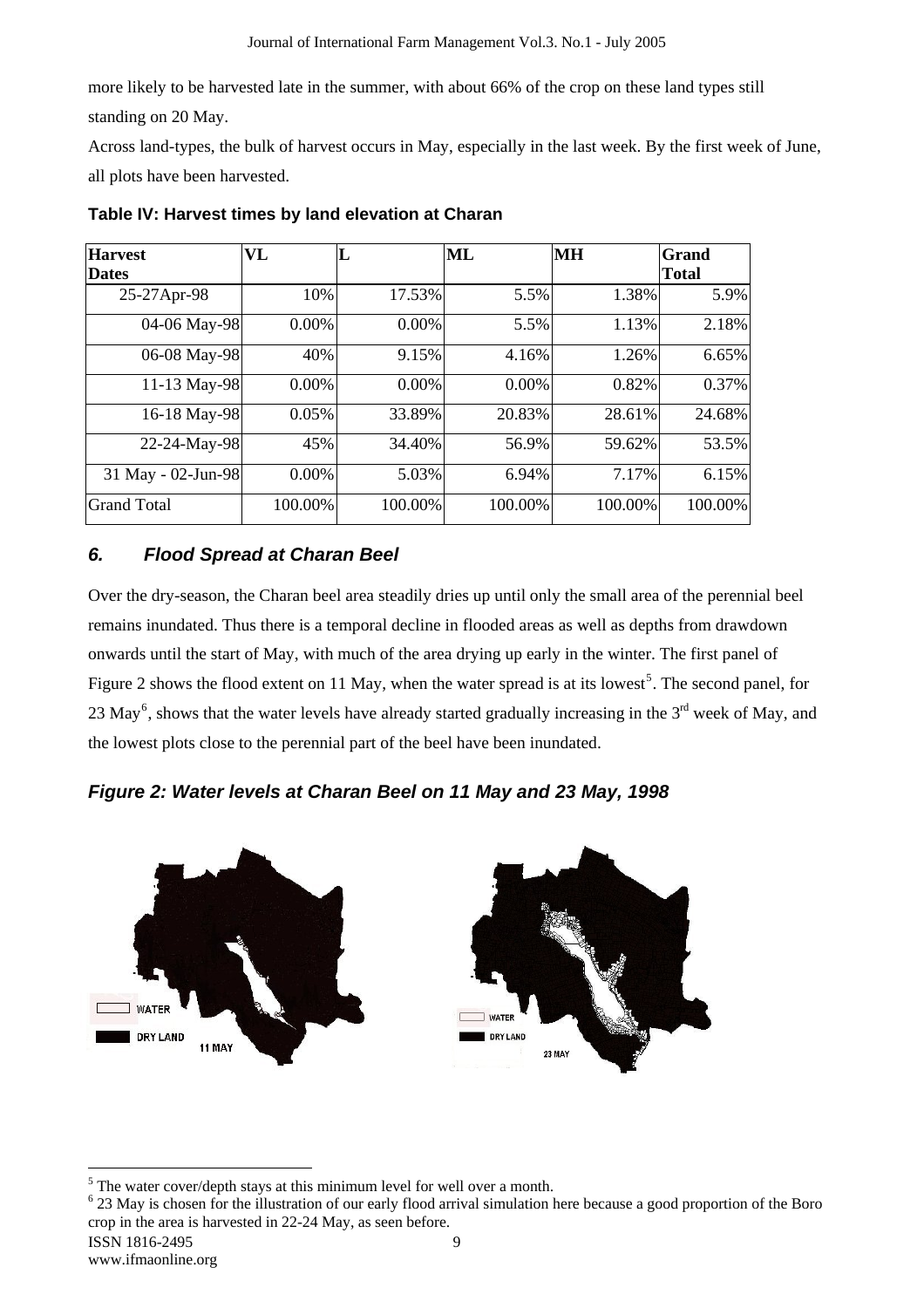more likely to be harvested late in the summer, with about 66% of the crop on these land types still standing on 20 May.

Across land-types, the bulk of harvest occurs in May, especially in the last week. By the first week of June, all plots have been harvested.

**Table IV: Harvest times by land elevation at Charan**

| Harvest Dates | VL | L | ML | MH | Grand Total |
|---|---|---|---|---|---|
| 25-27Apr-98 | 10% | 17.53% | 5.5% | 1.38% | 5.9% |
| 04-06 May-98 | 0.00% | 0.00% | 5.5% | 1.13% | 2.18% |
| 06-08 May-98 | 40% | 9.15% | 4.16% | 1.26% | 6.65% |
| 11-13 May-98 | 0.00% | 0.00% | 0.00% | 0.82% | 0.37% |
| 16-18 May-98 | 0.05% | 33.89% | 20.83% | 28.61% | 24.68% |
| 22-24-May-98 | 45% | 34.40% | 56.9% | 59.62% | 53.5% |
| 31 May - 02-Jun-98 | 0.00% | 5.03% | 6.94% | 7.17% | 6.15% |
| Grand Total | 100.00% | 100.00% | 100.00% | 100.00% | 100.00% |

## *6. Flood Spread at Charan Beel*

Over the dry-season, the Charan beel area steadily dries up until only the small area of the perennial beel remains inundated. Thus there is a temporal decline in flooded areas as well as depths from drawdown onwards until the start of May, with much of the area drying up early in the winter. The first panel of Figure 2 shows the flood extent on 11 May, when the water spread is at its lowest[5]. The second panel, for 23 May[6], shows that the water levels have already started gradually increasing in the 3rd week of May, and the lowest plots close to the perennial part of the beel have been inundated.

***Figure 2: Water levels at Charan Beel on 11 May and 23 May, 1998***

[5] The water cover/depth stays at this minimum level for well over a month.

[6] 23 May is chosen for the illustration of our early flood arrival simulation here because a good proportion of the Boro crop in the area is harvested in 22-24 May, as seen before.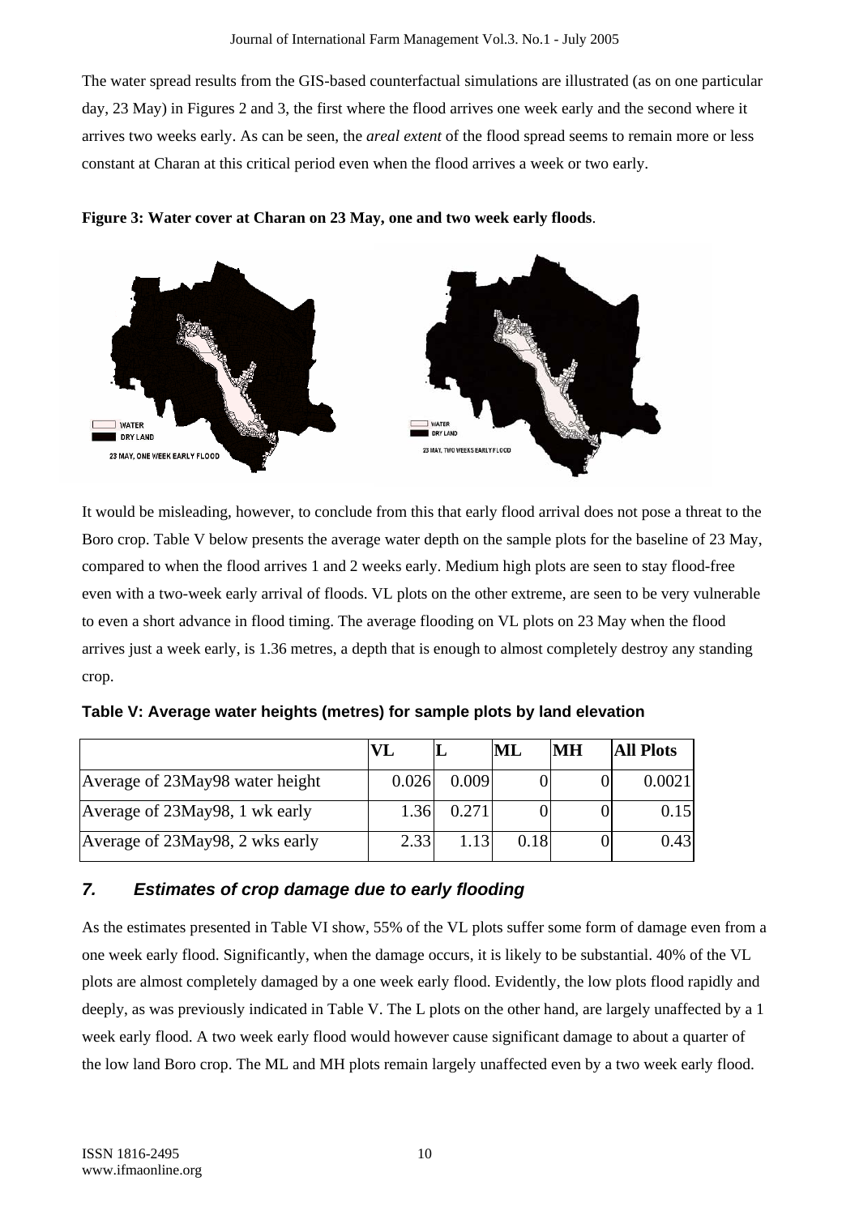The water spread results from the GIS-based counterfactual simulations are illustrated (as on one particular day, 23 May) in Figures 2 and 3, the first where the flood arrives one week early and the second where it arrives two weeks early. As can be seen, the *areal extent* of the flood spread seems to remain more or less constant at Charan at this critical period even when the flood arrives a week or two early.

**Figure 3: Water cover at Charan on 23 May, one and two week early floods**.

It would be misleading, however, to conclude from this that early flood arrival does not pose a threat to the Boro crop. Table V below presents the average water depth on the sample plots for the baseline of 23 May, compared to when the flood arrives 1 and 2 weeks early. Medium high plots are seen to stay flood-free even with a two-week early arrival of floods. VL plots on the other extreme, are seen to be very vulnerable to even a short advance in flood timing. The average flooding on VL plots on 23 May when the flood arrives just a week early, is 1.36 metres, a depth that is enough to almost completely destroy any standing crop.

**Table V: Average water heights (metres) for sample plots by land elevation**

| | VL | L | ML | MH | All Plots |
|---|---|---|---|---|---|
| Average of 23May98 water height | 0.026 | 0.009 | 0 | 0 | 0.0021 |
| Average of 23May98, 1 wk early | 1.36 | 0.271 | 0 | 0 | 0.15 |
| Average of 23May98, 2 wks early | 2.33 | 1.13 | 0.18 | 0 | 0.43 |

## *7. Estimates of crop damage due to early flooding*

As the estimates presented in Table VI show, 55% of the VL plots suffer some form of damage even from a one week early flood. Significantly, when the damage occurs, it is likely to be substantial. 40% of the VL plots are almost completely damaged by a one week early flood. Evidently, the low plots flood rapidly and deeply, as was previously indicated in Table V. The L plots on the other hand, are largely unaffected by a 1 week early flood. A two week early flood would however cause significant damage to about a quarter of the low land Boro crop. The ML and MH plots remain largely unaffected even by a two week early flood.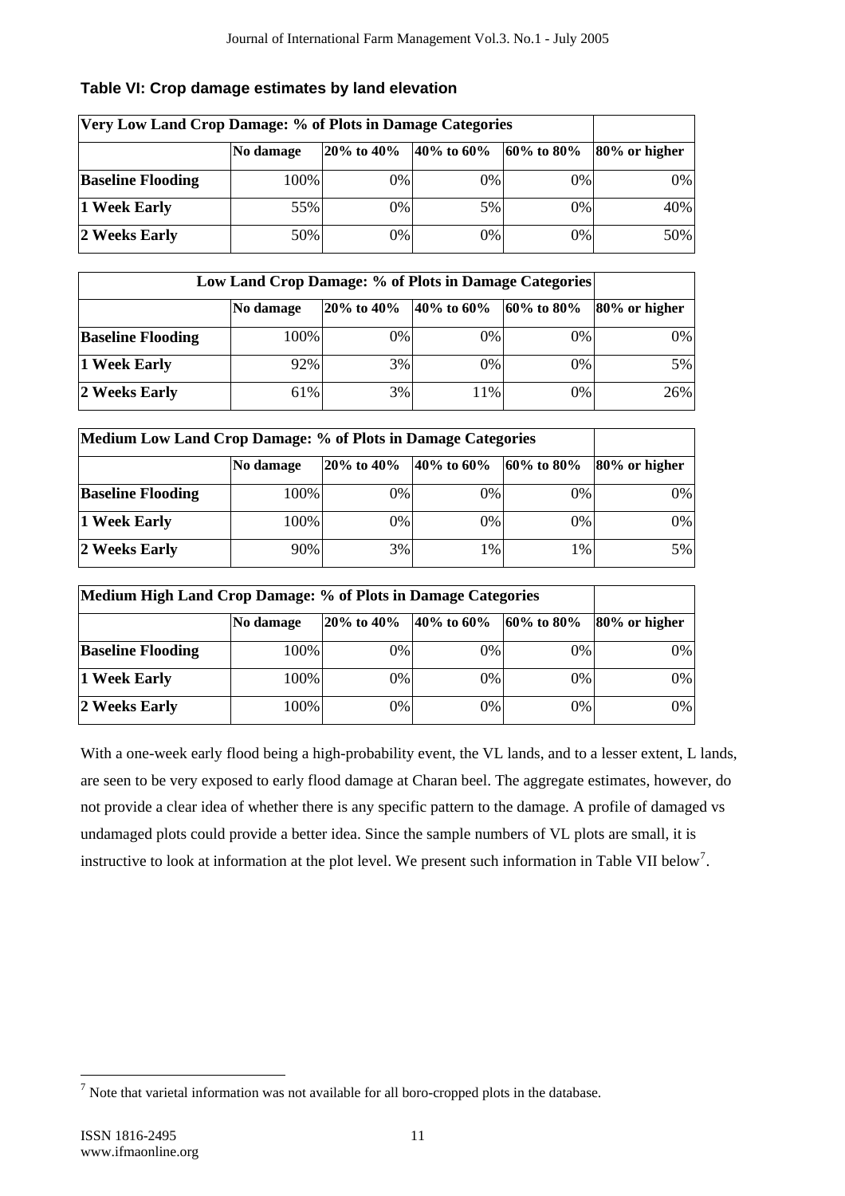**Table VI: Crop damage estimates by land elevation**

| Very Low Land Crop Damage: % of Plots in Damage Categories | | | | | |
|---|---|---|---|---|---|
| | No damage | 20% to 40% | 40% to 60% | 60% to 80% | 80% or higher |
| **Baseline Flooding** | 100% | 0% | 0% | 0% | 0% |
| **1 Week Early** | 55% | 0% | 5% | 0% | 40% |
| **2 Weeks Early** | 50% | 0% | 0% | 0% | 50% |

| Low Land Crop Damage: % of Plots in Damage Categories | | | | | |
|---|---|---|---|---|---|
| | No damage | 20% to 40% | 40% to 60% | 60% to 80% | 80% or higher |
| **Baseline Flooding** | 100% | 0% | 0% | 0% | 0% |
| **1 Week Early** | 92% | 3% | 0% | 0% | 5% |
| **2 Weeks Early** | 61% | 3% | 11% | 0% | 26% |

| Medium Low Land Crop Damage: % of Plots in Damage Categories | | | | | |
|---|---|---|---|---|---|
| | No damage | 20% to 40% | 40% to 60% | 60% to 80% | 80% or higher |
| **Baseline Flooding** | 100% | 0% | 0% | 0% | 0% |
| **1 Week Early** | 100% | 0% | 0% | 0% | 0% |
| **2 Weeks Early** | 90% | 3% | 1% | 1% | 5% |

| Medium High Land Crop Damage: % of Plots in Damage Categories | | | | | |
|---|---|---|---|---|---|
| | No damage | 20% to 40% | 40% to 60% | 60% to 80% | 80% or higher |
| **Baseline Flooding** | 100% | 0% | 0% | 0% | 0% |
| **1 Week Early** | 100% | 0% | 0% | 0% | 0% |
| **2 Weeks Early** | 100% | 0% | 0% | 0% | 0% |

With a one-week early flood being a high-probability event, the VL lands, and to a lesser extent, L lands, are seen to be very exposed to early flood damage at Charan beel. The aggregate estimates, however, do not provide a clear idea of whether there is any specific pattern to the damage. A profile of damaged vs undamaged plots could provide a better idea. Since the sample numbers of VL plots are small, it is instructive to look at information at the plot level. We present such information in Table VII below[7].

[7] Note that varietal information was not available for all boro-cropped plots in the database.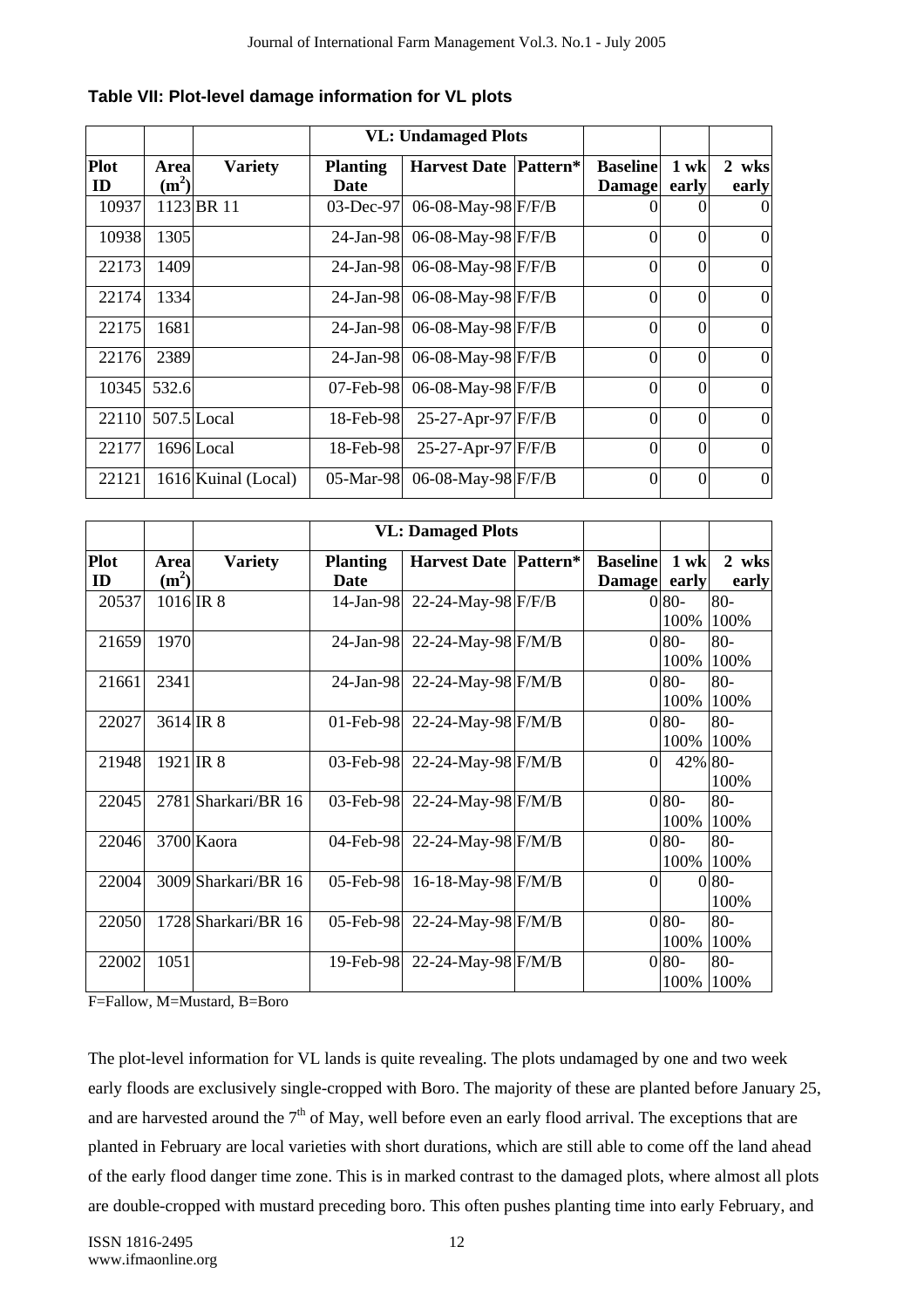**Table VII: Plot-level damage information for VL plots**

| | | | VL: Undamaged Plots | | | | | |
|---|---|---|---|---|---|---|---|---|
| Plot ID | Area (m²) | Variety | Planting Date | Harvest Date | Pattern* | Baseline Damage | 1 wk early | 2 wks early |
| 10937 | 1123 | BR 11 | 03-Dec-97 | 06-08-May-98 | F/F/B | 0 | 0 | 0 |
| 10938 | 1305 | | 24-Jan-98 | 06-08-May-98 | F/F/B | 0 | 0 | 0 |
| 22173 | 1409 | | 24-Jan-98 | 06-08-May-98 | F/F/B | 0 | 0 | 0 |
| 22174 | 1334 | | 24-Jan-98 | 06-08-May-98 | F/F/B | 0 | 0 | 0 |
| 22175 | 1681 | | 24-Jan-98 | 06-08-May-98 | F/F/B | 0 | 0 | 0 |
| 22176 | 2389 | | 24-Jan-98 | 06-08-May-98 | F/F/B | 0 | 0 | 0 |
| 10345 | 532.6 | | 07-Feb-98 | 06-08-May-98 | F/F/B | 0 | 0 | 0 |
| 22110 | 507.5 | Local | 18-Feb-98 | 25-27-Apr-97 | F/F/B | 0 | 0 | 0 |
| 22177 | 1696 | Local | 18-Feb-98 | 25-27-Apr-97 | F/F/B | 0 | 0 | 0 |
| 22121 | 1616 | Kuinal (Local) | 05-Mar-98 | 06-08-May-98 | F/F/B | 0 | 0 | 0 |

| | | | VL: Damaged Plots | | | | | |
|---|---|---|---|---|---|---|---|---|
| Plot ID | Area (m²) | Variety | Planting Date | Harvest Date | Pattern* | Baseline Damage | 1 wk early | 2 wks early |
| 20537 | 1016 | IR 8 | 14-Jan-98 | 22-24-May-98 | F/F/B | 0 | 80-100% | 80-100% |
| 21659 | 1970 | | 24-Jan-98 | 22-24-May-98 | F/M/B | 0 | 80-100% | 80-100% |
| 21661 | 2341 | | 24-Jan-98 | 22-24-May-98 | F/M/B | 0 | 80-100% | 80-100% |
| 22027 | 3614 | IR 8 | 01-Feb-98 | 22-24-May-98 | F/M/B | 0 | 80-100% | 80-100% |
| 21948 | 1921 | IR 8 | 03-Feb-98 | 22-24-May-98 | F/M/B | 0 | 42% | 80-100% |
| 22045 | 2781 | Sharkari/BR 16 | 03-Feb-98 | 22-24-May-98 | F/M/B | 0 | 80-100% | 80-100% |
| 22046 | 3700 | Kaora | 04-Feb-98 | 22-24-May-98 | F/M/B | 0 | 80-100% | 80-100% |
| 22004 | 3009 | Sharkari/BR 16 | 05-Feb-98 | 16-18-May-98 | F/M/B | 0 | 0 | 80-100% |
| 22050 | 1728 | Sharkari/BR 16 | 05-Feb-98 | 22-24-May-98 | F/M/B | 0 | 80-100% | 80-100% |
| 22002 | 1051 | | 19-Feb-98 | 22-24-May-98 | F/M/B | 0 | 80-100% | 80-100% |

F=Fallow, M=Mustard, B=Boro

The plot-level information for VL lands is quite revealing. The plots undamaged by one and two week early floods are exclusively single-cropped with Boro. The majority of these are planted before January 25, and are harvested around the 7th of May, well before even an early flood arrival. The exceptions that are planted in February are local varieties with short durations, which are still able to come off the land ahead of the early flood danger time zone. This is in marked contrast to the damaged plots, where almost all plots are double-cropped with mustard preceding boro. This often pushes planting time into early February, and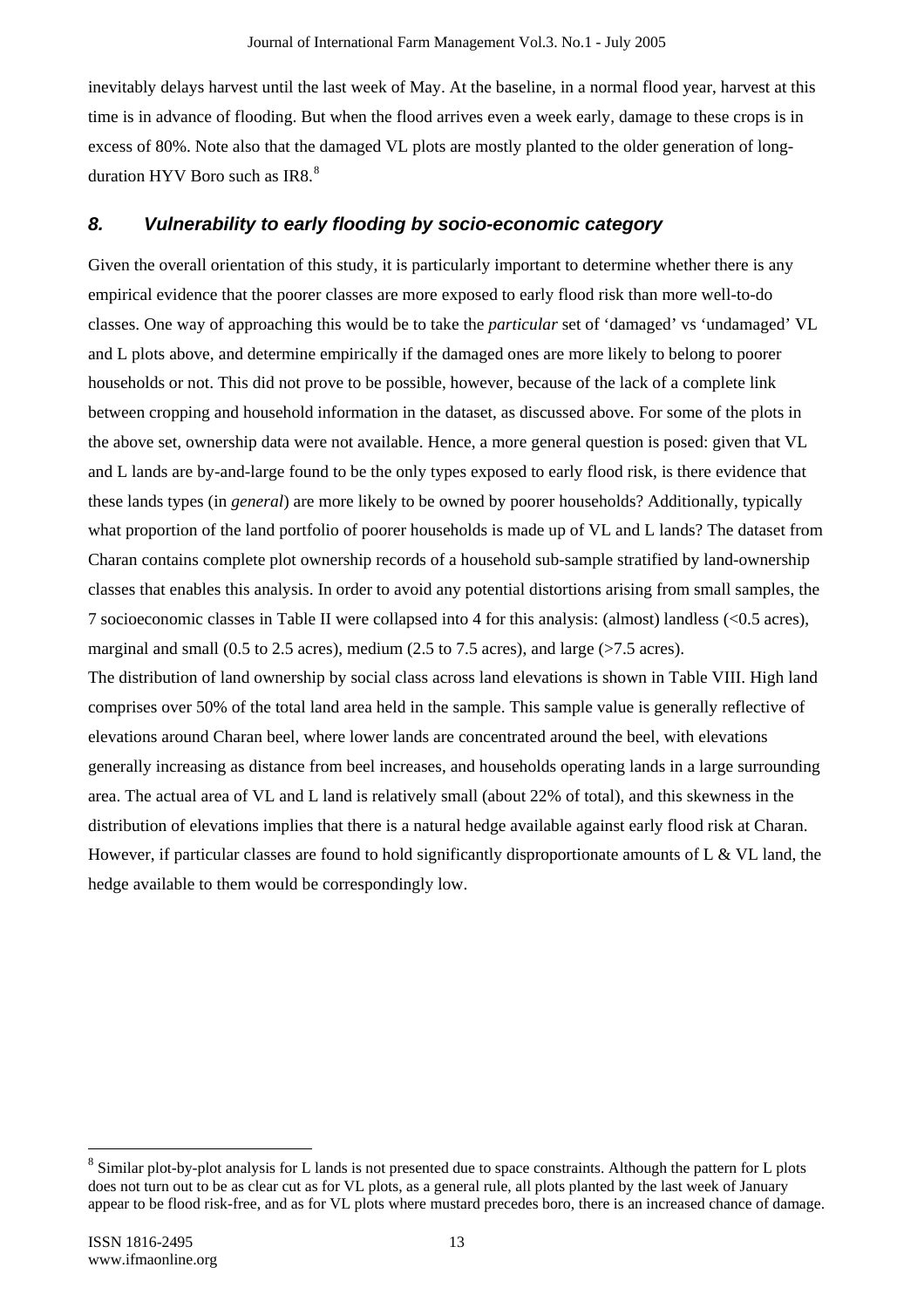inevitably delays harvest until the last week of May. At the baseline, in a normal flood year, harvest at this time is in advance of flooding. But when the flood arrives even a week early, damage to these crops is in excess of 80%. Note also that the damaged VL plots are mostly planted to the older generation of long-duration HYV Boro such as IR8.[8]

## 8. Vulnerability to early flooding by socio-economic category

Given the overall orientation of this study, it is particularly important to determine whether there is any empirical evidence that the poorer classes are more exposed to early flood risk than more well-to-do classes. One way of approaching this would be to take the *particular* set of 'damaged' vs 'undamaged' VL and L plots above, and determine empirically if the damaged ones are more likely to belong to poorer households or not. This did not prove to be possible, however, because of the lack of a complete link between cropping and household information in the dataset, as discussed above. For some of the plots in the above set, ownership data were not available. Hence, a more general question is posed: given that VL and L lands are by-and-large found to be the only types exposed to early flood risk, is there evidence that these lands types (in *general*) are more likely to be owned by poorer households? Additionally, typically what proportion of the land portfolio of poorer households is made up of VL and L lands? The dataset from Charan contains complete plot ownership records of a household sub-sample stratified by land-ownership classes that enables this analysis. In order to avoid any potential distortions arising from small samples, the 7 socioeconomic classes in Table II were collapsed into 4 for this analysis: (almost) landless (<0.5 acres), marginal and small (0.5 to 2.5 acres), medium (2.5 to 7.5 acres), and large (>7.5 acres).

The distribution of land ownership by social class across land elevations is shown in Table VIII. High land comprises over 50% of the total land area held in the sample. This sample value is generally reflective of elevations around Charan beel, where lower lands are concentrated around the beel, with elevations generally increasing as distance from beel increases, and households operating lands in a large surrounding area. The actual area of VL and L land is relatively small (about 22% of total), and this skewness in the distribution of elevations implies that there is a natural hedge available against early flood risk at Charan. However, if particular classes are found to hold significantly disproportionate amounts of L & VL land, the hedge available to them would be correspondingly low.

[8] Similar plot-by-plot analysis for L lands is not presented due to space constraints. Although the pattern for L plots does not turn out to be as clear cut as for VL plots, as a general rule, all plots planted by the last week of January appear to be flood risk-free, and as for VL plots where mustard precedes boro, there is an increased chance of damage.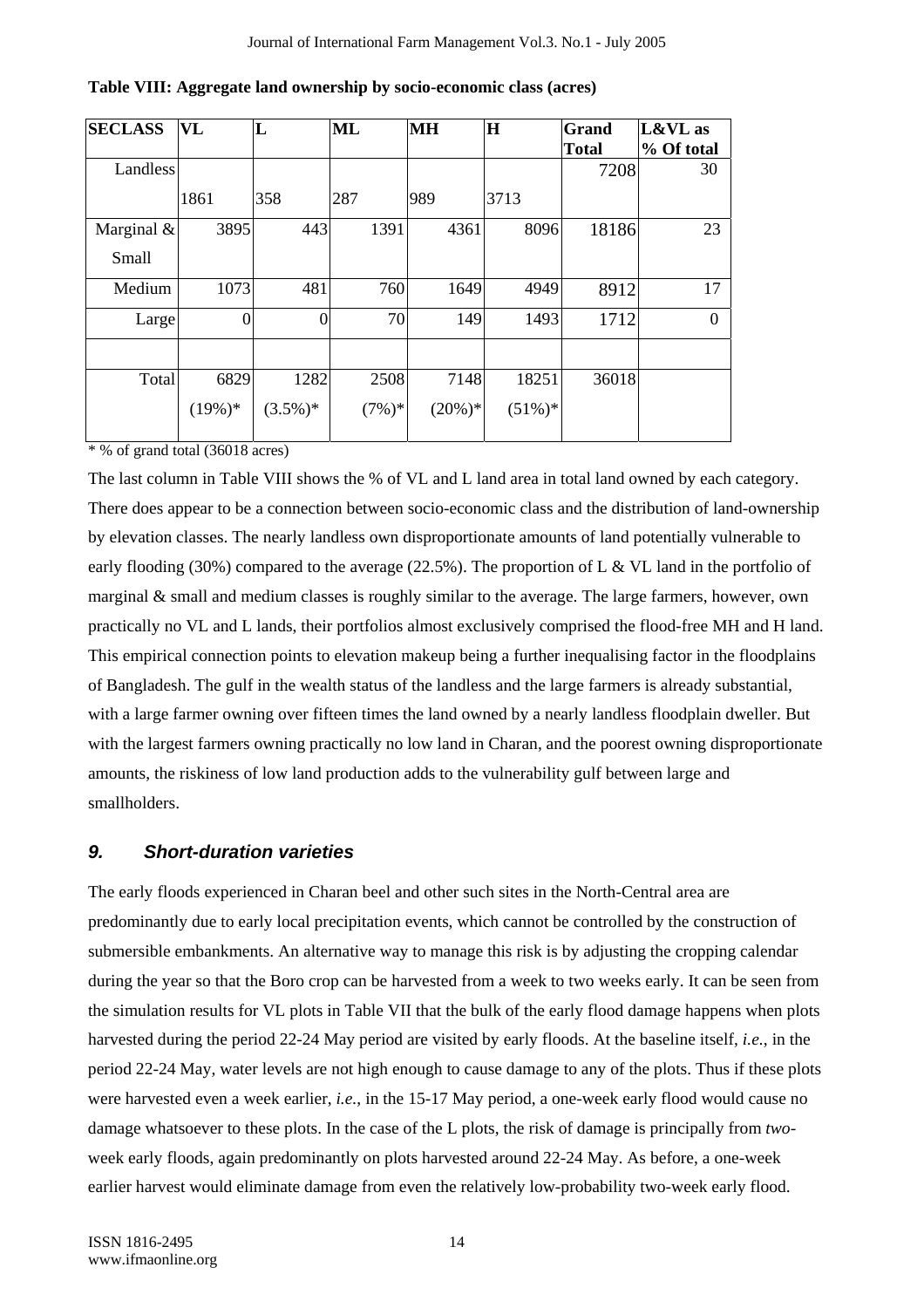**Table VIII: Aggregate land ownership by socio-economic class (acres)**

| SECLASS | VL | L | ML | MH | H | Grand Total | L&VL as % Of total |
|---|---|---|---|---|---|---|---|
| Landless | 1861 | 358 | 287 | 989 | 3713 | 7208 | 30 |
| Marginal & Small | 3895 | 443 | 1391 | 4361 | 8096 | 18186 | 23 |
| Medium | 1073 | 481 | 760 | 1649 | 4949 | 8912 | 17 |
| Large | 0 | 0 | 70 | 149 | 1493 | 1712 | 0 |
| | | | | | | | |
| Total | 6829 (19%)* | 1282 (3.5%)* | 2508 (7%)* | 7148 (20%)* | 18251 (51%)* | 36018 | |

\* % of grand total (36018 acres)

The last column in Table VIII shows the % of VL and L land area in total land owned by each category. There does appear to be a connection between socio-economic class and the distribution of land-ownership by elevation classes. The nearly landless own disproportionate amounts of land potentially vulnerable to early flooding (30%) compared to the average (22.5%). The proportion of L & VL land in the portfolio of marginal & small and medium classes is roughly similar to the average. The large farmers, however, own practically no VL and L lands, their portfolios almost exclusively comprised the flood-free MH and H land. This empirical connection points to elevation makeup being a further inequalising factor in the floodplains of Bangladesh. The gulf in the wealth status of the landless and the large farmers is already substantial, with a large farmer owning over fifteen times the land owned by a nearly landless floodplain dweller. But with the largest farmers owning practically no low land in Charan, and the poorest owning disproportionate amounts, the riskiness of low land production adds to the vulnerability gulf between large and smallholders.

## *9. Short-duration varieties*

The early floods experienced in Charan beel and other such sites in the North-Central area are predominantly due to early local precipitation events, which cannot be controlled by the construction of submersible embankments. An alternative way to manage this risk is by adjusting the cropping calendar during the year so that the Boro crop can be harvested from a week to two weeks early. It can be seen from the simulation results for VL plots in Table VII that the bulk of the early flood damage happens when plots harvested during the period 22-24 May period are visited by early floods. At the baseline itself, *i.e.*, in the period 22-24 May, water levels are not high enough to cause damage to any of the plots. Thus if these plots were harvested even a week earlier, *i.e.*, in the 15-17 May period, a one-week early flood would cause no damage whatsoever to these plots. In the case of the L plots, the risk of damage is principally from *two*-week early floods, again predominantly on plots harvested around 22-24 May. As before, a one-week earlier harvest would eliminate damage from even the relatively low-probability two-week early flood.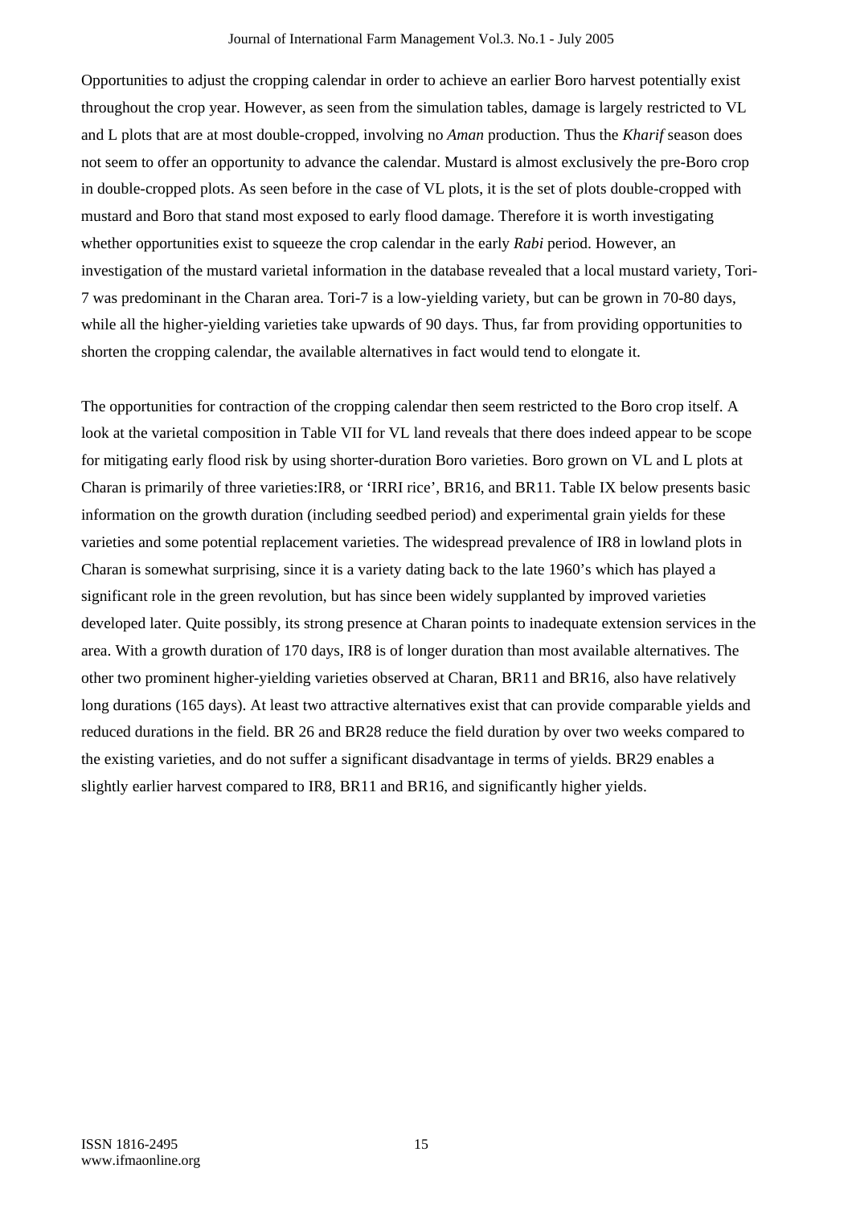Opportunities to adjust the cropping calendar in order to achieve an earlier Boro harvest potentially exist throughout the crop year. However, as seen from the simulation tables, damage is largely restricted to VL and L plots that are at most double-cropped, involving no *Aman* production. Thus the *Kharif* season does not seem to offer an opportunity to advance the calendar. Mustard is almost exclusively the pre-Boro crop in double-cropped plots. As seen before in the case of VL plots, it is the set of plots double-cropped with mustard and Boro that stand most exposed to early flood damage. Therefore it is worth investigating whether opportunities exist to squeeze the crop calendar in the early *Rabi* period. However, an investigation of the mustard varietal information in the database revealed that a local mustard variety, Tori-7 was predominant in the Charan area. Tori-7 is a low-yielding variety, but can be grown in 70-80 days, while all the higher-yielding varieties take upwards of 90 days. Thus, far from providing opportunities to shorten the cropping calendar, the available alternatives in fact would tend to elongate it.

The opportunities for contraction of the cropping calendar then seem restricted to the Boro crop itself. A look at the varietal composition in Table VII for VL land reveals that there does indeed appear to be scope for mitigating early flood risk by using shorter-duration Boro varieties. Boro grown on VL and L plots at Charan is primarily of three varieties:IR8, or 'IRRI rice', BR16, and BR11. Table IX below presents basic information on the growth duration (including seedbed period) and experimental grain yields for these varieties and some potential replacement varieties. The widespread prevalence of IR8 in lowland plots in Charan is somewhat surprising, since it is a variety dating back to the late 1960's which has played a significant role in the green revolution, but has since been widely supplanted by improved varieties developed later. Quite possibly, its strong presence at Charan points to inadequate extension services in the area. With a growth duration of 170 days, IR8 is of longer duration than most available alternatives. The other two prominent higher-yielding varieties observed at Charan, BR11 and BR16, also have relatively long durations (165 days). At least two attractive alternatives exist that can provide comparable yields and reduced durations in the field. BR 26 and BR28 reduce the field duration by over two weeks compared to the existing varieties, and do not suffer a significant disadvantage in terms of yields. BR29 enables a slightly earlier harvest compared to IR8, BR11 and BR16, and significantly higher yields.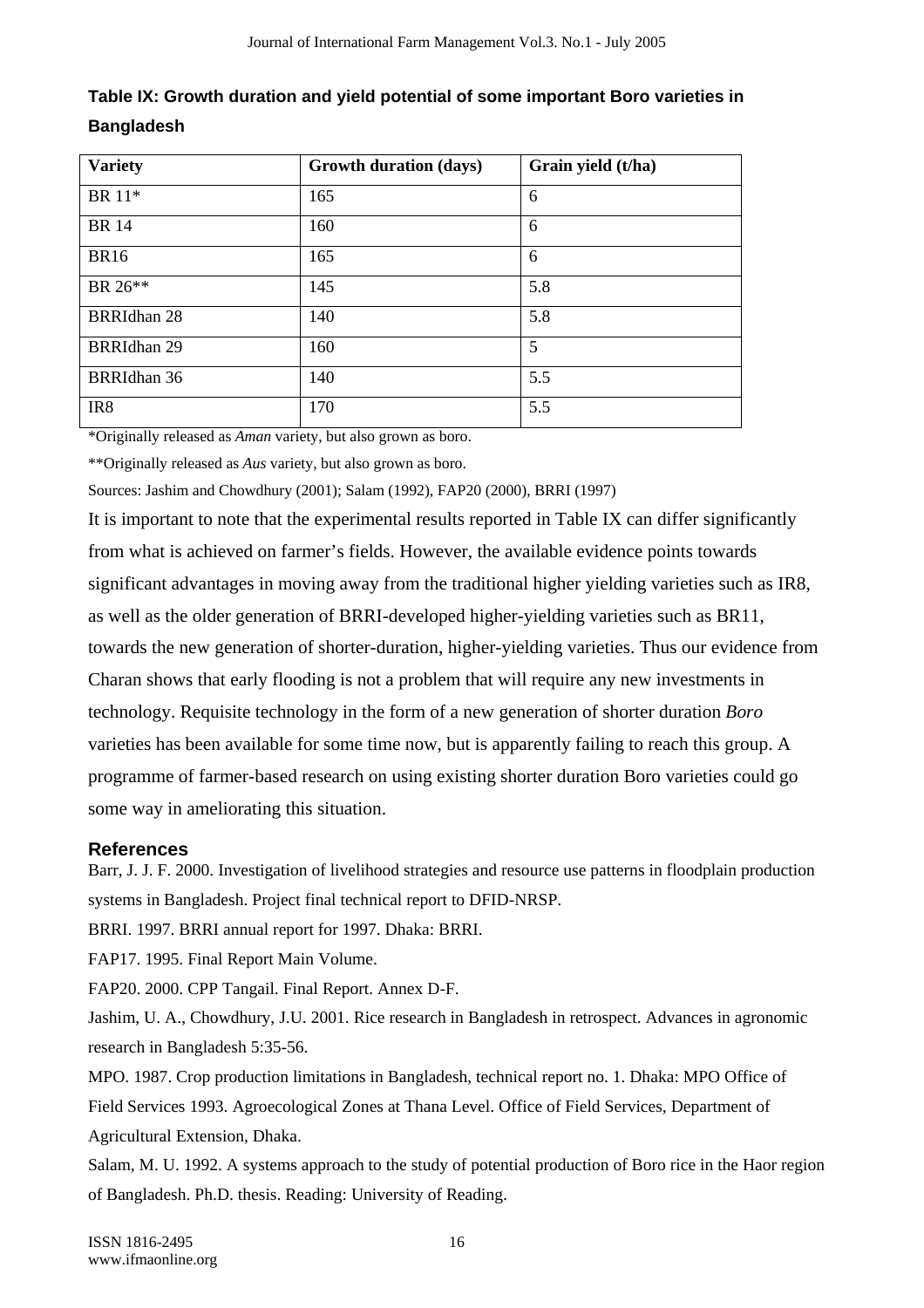**Table IX: Growth duration and yield potential of some important Boro varieties in Bangladesh**

| Variety | Growth duration (days) | Grain yield (t/ha) |
|---|---|---|
| BR 11* | 165 | 6 |
| BR 14 | 160 | 6 |
| BR16 | 165 | 6 |
| BR 26** | 145 | 5.8 |
| BRRIdhan 28 | 140 | 5.8 |
| BRRIdhan 29 | 160 | 5 |
| BRRIdhan 36 | 140 | 5.5 |
| IR8 | 170 | 5.5 |

*Originally released as *Aman* variety, but also grown as boro.

**Originally released as *Aus* variety, but also grown as boro.

Sources: Jashim and Chowdhury (2001); Salam (1992), FAP20 (2000), BRRI (1997)

It is important to note that the experimental results reported in Table IX can differ significantly from what is achieved on farmer's fields. However, the available evidence points towards significant advantages in moving away from the traditional higher yielding varieties such as IR8, as well as the older generation of BRRI-developed higher-yielding varieties such as BR11, towards the new generation of shorter-duration, higher-yielding varieties. Thus our evidence from Charan shows that early flooding is not a problem that will require any new investments in technology. Requisite technology in the form of a new generation of shorter duration *Boro* varieties has been available for some time now, but is apparently failing to reach this group. A programme of farmer-based research on using existing shorter duration Boro varieties could go some way in ameliorating this situation.

## References

Barr, J. J. F. 2000. Investigation of livelihood strategies and resource use patterns in floodplain production systems in Bangladesh. Project final technical report to DFID-NRSP.

BRRI. 1997. BRRI annual report for 1997. Dhaka: BRRI.

FAP17. 1995. Final Report Main Volume.

FAP20. 2000. CPP Tangail. Final Report. Annex D-F.

Jashim, U. A., Chowdhury, J.U. 2001. Rice research in Bangladesh in retrospect. Advances in agronomic research in Bangladesh 5:35-56.

MPO. 1987. Crop production limitations in Bangladesh, technical report no. 1. Dhaka: MPO Office of Field Services 1993. Agroecological Zones at Thana Level. Office of Field Services, Department of Agricultural Extension, Dhaka.

Salam, M. U. 1992. A systems approach to the study of potential production of Boro rice in the Haor region of Bangladesh. Ph.D. thesis. Reading: University of Reading.